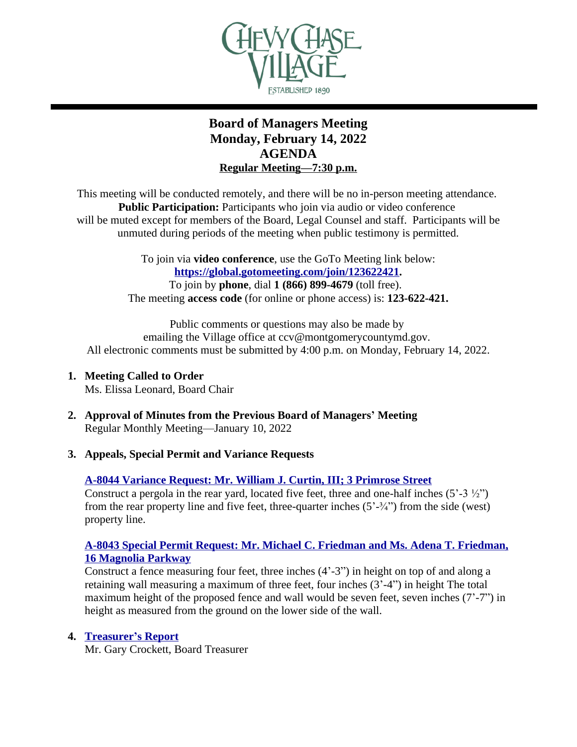# Board of Managers Meeting
# Monday, February 14, 2022
# AGENDA
## Regular Meeting—7:30 p.m.

This meeting will be conducted remotely, and there will be no in-person meeting attendance. **Public Participation:** Participants who join via audio or video conference will be muted except for members of the Board, Legal Counsel and staff. Participants will be unmuted during periods of the meeting when public testimony is permitted.

To join via **video conference**, use the GoTo Meeting link below:
**https://global.gotomeeting.com/join/123622421.**
To join by **phone**, dial **1 (866) 899-4679** (toll free).
The meeting **access code** (for online or phone access) is: **123-622-421.**

Public comments or questions may also be made by emailing the Village office at ccv@montgomerycountymd.gov.
All electronic comments must be submitted by 4:00 p.m. on Monday, February 14, 2022.

1. **Meeting Called to Order**
   Ms. Elissa Leonard, Board Chair

2. **Approval of Minutes from the Previous Board of Managers' Meeting**
   Regular Monthly Meeting—January 10, 2022

3. **Appeals, Special Permit and Variance Requests**

   **A-8044 Variance Request: Mr. William J. Curtin, III; 3 Primrose Street**
   Construct a pergola in the rear yard, located five feet, three and one-half inches (5'-3 ½") from the rear property line and five feet, three-quarter inches (5'-¾") from the side (west) property line.

   **A-8043 Special Permit Request: Mr. Michael C. Friedman and Ms. Adena T. Friedman, 16 Magnolia Parkway**
   Construct a fence measuring four feet, three inches (4'-3") in height on top of and along a retaining wall measuring a maximum of three feet, four inches (3'-4") in height The total maximum height of the proposed fence and wall would be seven feet, seven inches (7'-7") in height as measured from the ground on the lower side of the wall.

4. **Treasurer's Report**
   Mr. Gary Crockett, Board Treasurer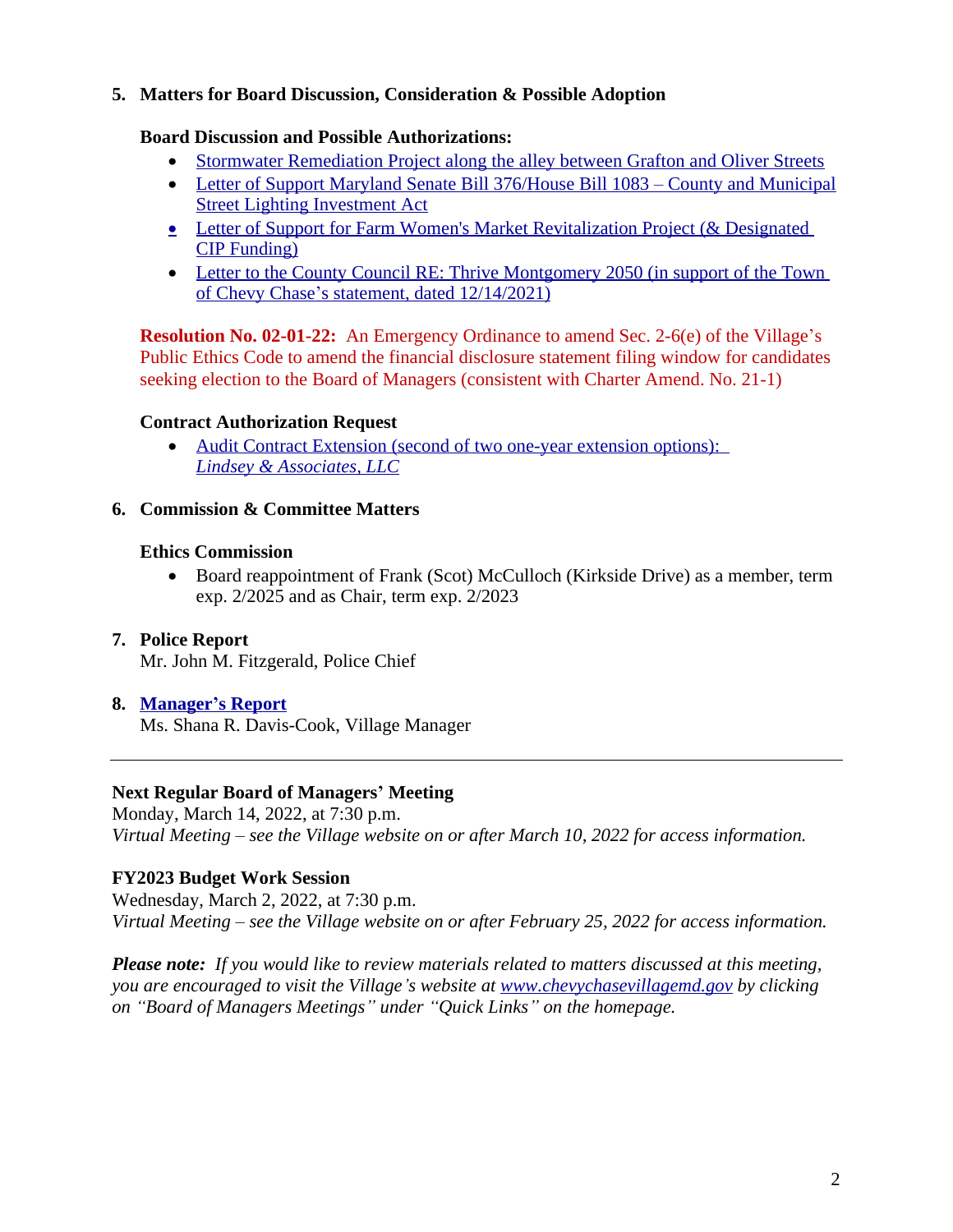5. **Matters for Board Discussion, Consideration & Possible Adoption**

**Board Discussion and Possible Authorizations:**

- Stormwater Remediation Project along the alley between Grafton and Oliver Streets
- Letter of Support Maryland Senate Bill 376/House Bill 1083 – County and Municipal Street Lighting Investment Act
- Letter of Support for Farm Women's Market Revitalization Project (& Designated CIP Funding)
- Letter to the County Council RE: Thrive Montgomery 2050 (in support of the Town of Chevy Chase's statement, dated 12/14/2021)

**Resolution No. 02-01-22:** An Emergency Ordinance to amend Sec. 2-6(e) of the Village's Public Ethics Code to amend the financial disclosure statement filing window for candidates seeking election to the Board of Managers (consistent with Charter Amend. No. 21-1)

**Contract Authorization Request**

- Audit Contract Extension (second of two one-year extension options): *Lindsey & Associates, LLC*

6. **Commission & Committee Matters**

**Ethics Commission**

- Board reappointment of Frank (Scot) McCulloch (Kirkside Drive) as a member, term exp. 2/2025 and as Chair, term exp. 2/2023

7. **Police Report**
Mr. John M. Fitzgerald, Police Chief

8. **Manager's Report**
Ms. Shana R. Davis-Cook, Village Manager

---

**Next Regular Board of Managers' Meeting**
Monday, March 14, 2022, at 7:30 p.m.
*Virtual Meeting – see the Village website on or after March 10, 2022 for access information.*

**FY2023 Budget Work Session**
Wednesday, March 2, 2022, at 7:30 p.m.
*Virtual Meeting – see the Village website on or after February 25, 2022 for access information.*

***Please note:*** *If you would like to review materials related to matters discussed at this meeting, you are encouraged to visit the Village's website at www.chevychasevillagemd.gov by clicking on "Board of Managers Meetings" under "Quick Links" on the homepage.*